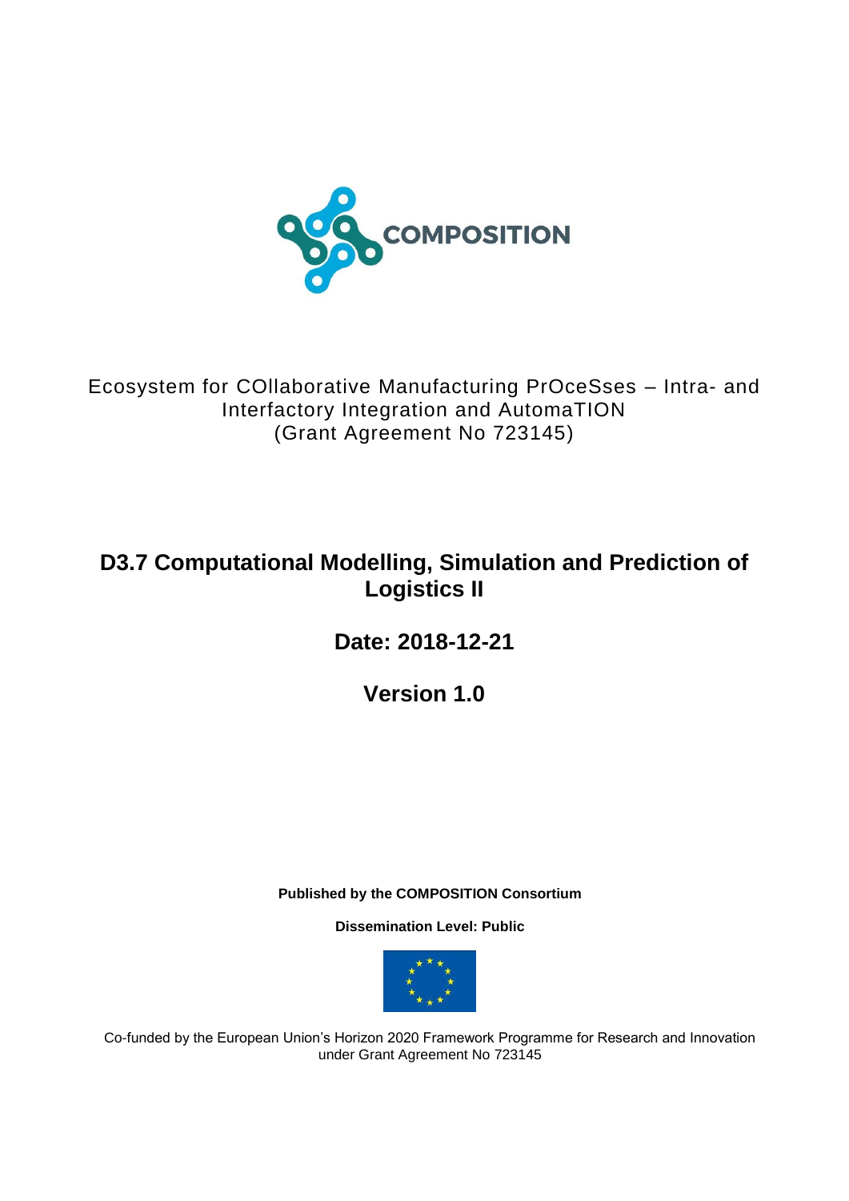COMPOSITION

Ecosystem for COllaborative Manufacturing PrOceSses – Intra- and Interfactory Integration and AutomaTION
(Grant Agreement No 723145)

# D3.7 Computational Modelling, Simulation and Prediction of Logistics II

## Date: 2018-12-21

## Version 1.0

**Published by the COMPOSITION Consortium**

**Dissemination Level: Public**

Co-funded by the European Union's Horizon 2020 Framework Programme for Research and Innovation under Grant Agreement No 723145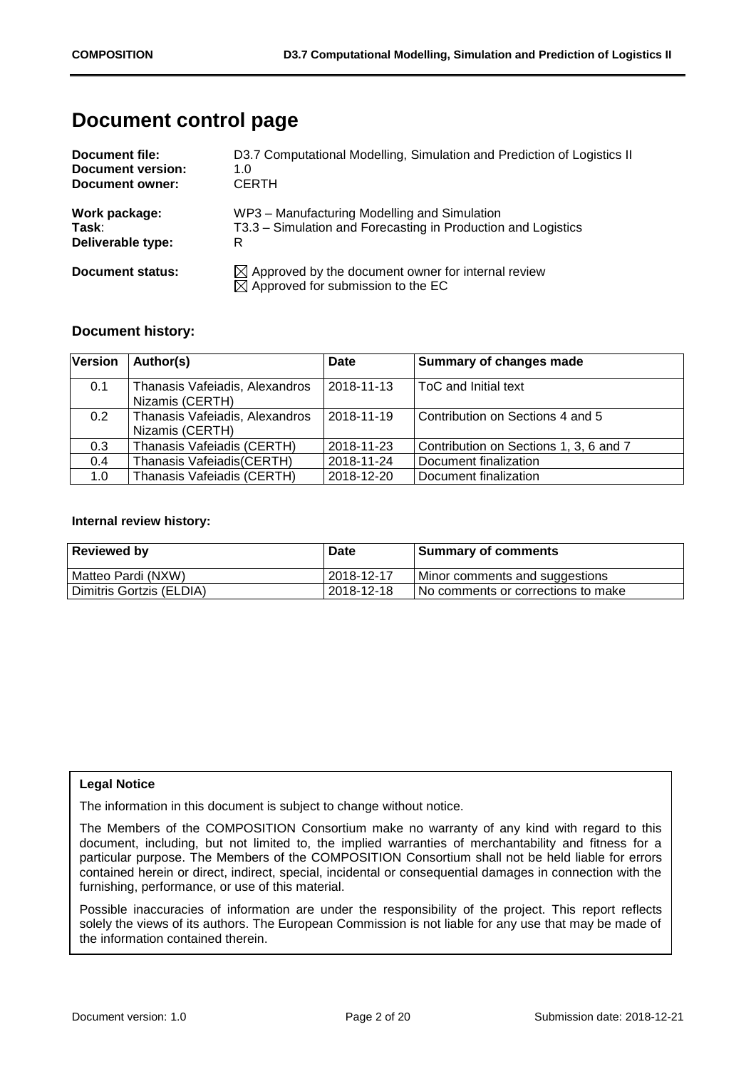# Document control page

**Document file:** D3.7 Computational Modelling, Simulation and Prediction of Logistics II
**Document version:** 1.0
**Document owner:** CERTH

**Work package:** WP3 – Manufacturing Modelling and Simulation
**Task**: T3.3 – Simulation and Forecasting in Production and Logistics
**Deliverable type:** R

**Document status:** ☒ Approved by the document owner for internal review
☒ Approved for submission to the EC

## Document history:

| Version | Author(s) | Date | Summary of changes made |
|---|---|---|---|
| 0.1 | Thanasis Vafeiadis, Alexandros Nizamis (CERTH) | 2018-11-13 | ToC and Initial text |
| 0.2 | Thanasis Vafeiadis, Alexandros Nizamis (CERTH) | 2018-11-19 | Contribution on Sections 4 and 5 |
| 0.3 | Thanasis Vafeiadis (CERTH) | 2018-11-23 | Contribution on Sections 1, 3, 6 and 7 |
| 0.4 | Thanasis Vafeiadis(CERTH) | 2018-11-24 | Document finalization |
| 1.0 | Thanasis Vafeiadis (CERTH) | 2018-12-20 | Document finalization |

**Internal review history:**

| Reviewed by | Date | Summary of comments |
|---|---|---|
| Matteo Pardi (NXW) | 2018-12-17 | Minor comments and suggestions |
| Dimitris Gortzis (ELDIA) | 2018-12-18 | No comments or corrections to make |

**Legal Notice**

The information in this document is subject to change without notice.

The Members of the COMPOSITION Consortium make no warranty of any kind with regard to this document, including, but not limited to, the implied warranties of merchantability and fitness for a particular purpose. The Members of the COMPOSITION Consortium shall not be held liable for errors contained herein or direct, indirect, special, incidental or consequential damages in connection with the furnishing, performance, or use of this material.

Possible inaccuracies of information are under the responsibility of the project. This report reflects solely the views of its authors. The European Commission is not liable for any use that may be made of the information contained therein.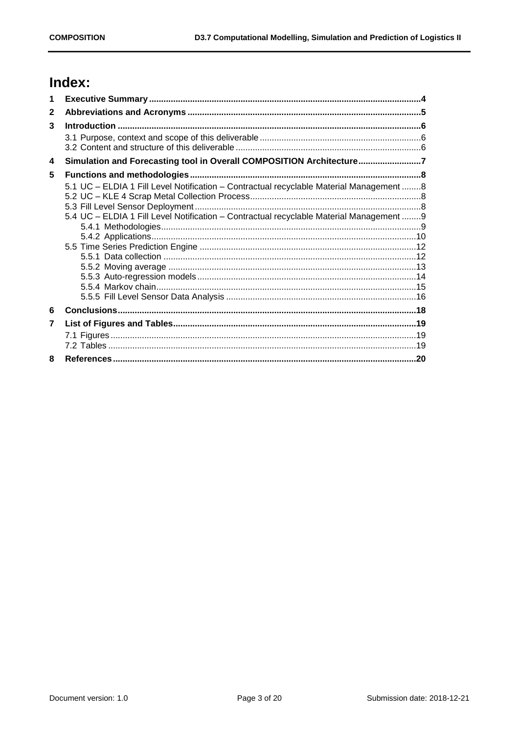# Index:

| | | |
|---|---|---|
| **1** | **Executive Summary** | **4** |
| **2** | **Abbreviations and Acronyms** | **5** |
| **3** | **Introduction** | **6** |
| | 3.1 Purpose, context and scope of this deliverable | 6 |
| | 3.2 Content and structure of this deliverable | 6 |
| **4** | **Simulation and Forecasting tool in Overall COMPOSITION Architecture** | **7** |
| **5** | **Functions and methodologies** | **8** |
| | 5.1 UC – ELDIA 1 Fill Level Notification – Contractual recyclable Material Management | 8 |
| | 5.2 UC – KLE 4 Scrap Metal Collection Process | 8 |
| | 5.3 Fill Level Sensor Deployment | 8 |
| | 5.4 UC – ELDIA 1 Fill Level Notification – Contractual recyclable Material Management | 9 |
| | 5.4.1 Methodologies | 9 |
| | 5.4.2 Applications | 10 |
| | 5.5 Time Series Prediction Engine | 12 |
| | 5.5.1 Data collection | 12 |
| | 5.5.2 Moving average | 13 |
| | 5.5.3 Auto-regression models | 14 |
| | 5.5.4 Markov chain | 15 |
| | 5.5.5 Fill Level Sensor Data Analysis | 16 |
| **6** | **Conclusions** | **18** |
| **7** | **List of Figures and Tables** | **19** |
| | 7.1 Figures | 19 |
| | 7.2 Tables | 19 |
| **8** | **References** | **20** |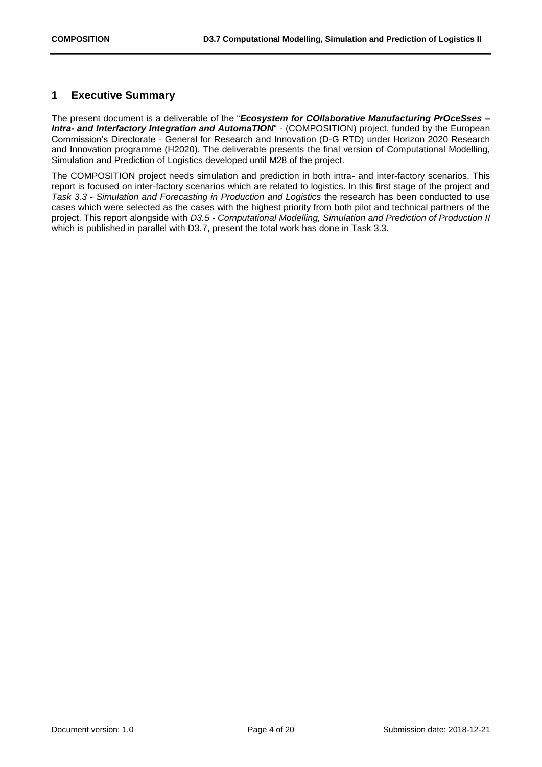# 1 Executive Summary

The present document is a deliverable of the "***Ecosystem for COllaborative Manufacturing PrOceSses – Intra- and Interfactory Integration and AutomaTION***" - (COMPOSITION) project, funded by the European Commission's Directorate - General for Research and Innovation (D-G RTD) under Horizon 2020 Research and Innovation programme (H2020). The deliverable presents the final version of Computational Modelling, Simulation and Prediction of Logistics developed until M28 of the project.

The COMPOSITION project needs simulation and prediction in both intra- and inter-factory scenarios. This report is focused on inter-factory scenarios which are related to logistics. In this first stage of the project and *Task 3.3 - Simulation and Forecasting in Production and Logistics* the research has been conducted to use cases which were selected as the cases with the highest priority from both pilot and technical partners of the project. This report alongside with *D3.5 - Computational Modelling, Simulation and Prediction of Production II* which is published in parallel with D3.7, present the total work has done in Task 3.3.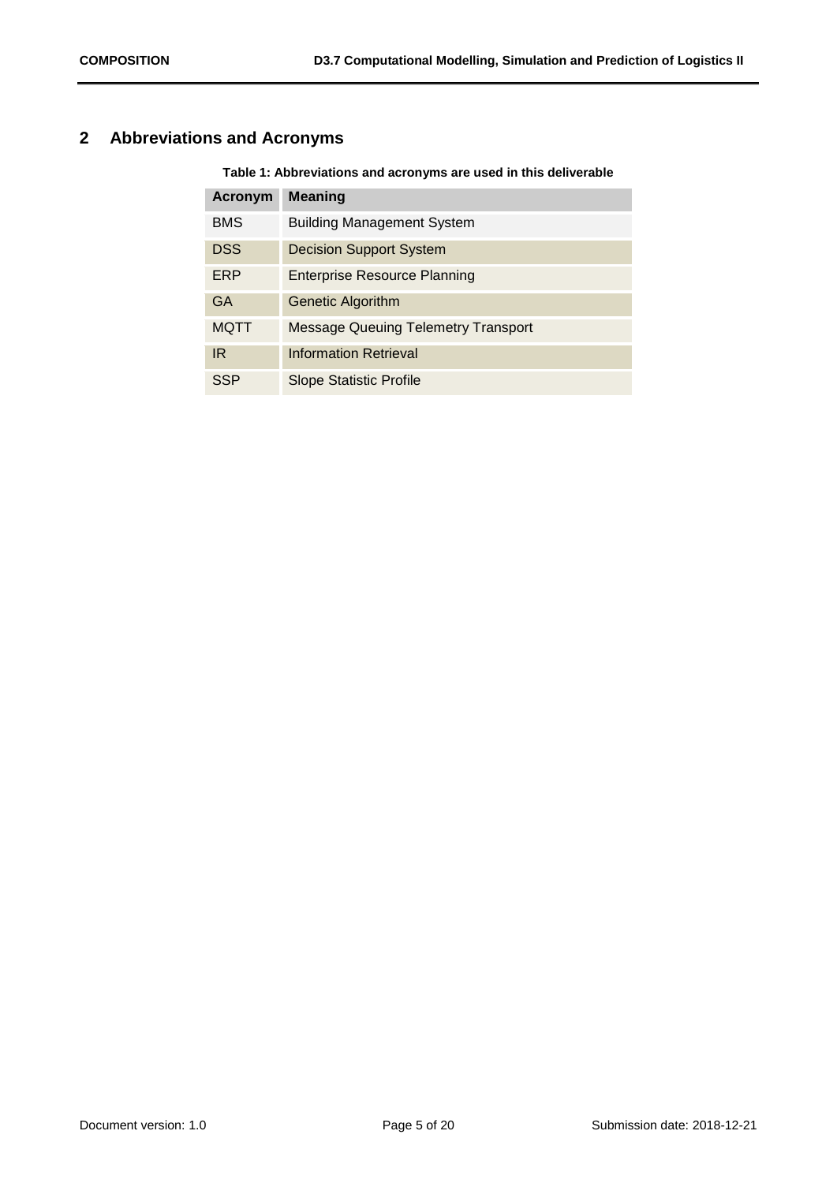# 2 Abbreviations and Acronyms

**Table 1: Abbreviations and acronyms are used in this deliverable**

| Acronym | Meaning |
| --- | --- |
| BMS | Building Management System |
| DSS | Decision Support System |
| ERP | Enterprise Resource Planning |
| GA | Genetic Algorithm |
| MQTT | Message Queuing Telemetry Transport |
| IR | Information Retrieval |
| SSP | Slope Statistic Profile |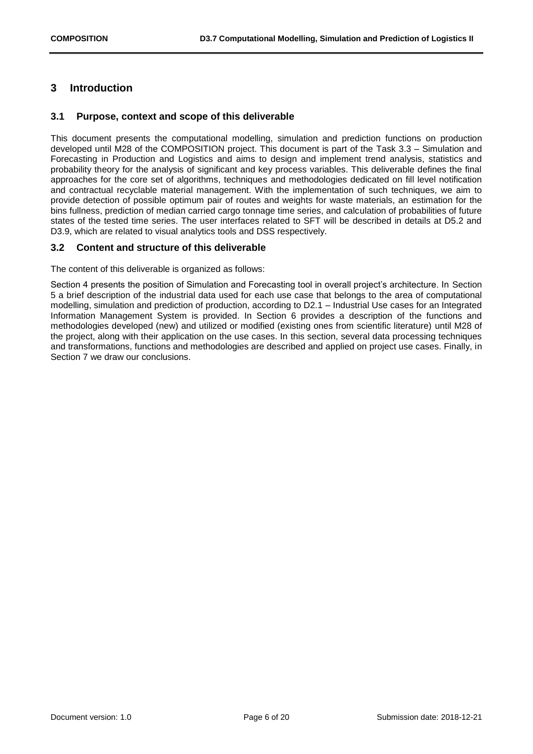# 3 Introduction

## 3.1 Purpose, context and scope of this deliverable

This document presents the computational modelling, simulation and prediction functions on production developed until M28 of the COMPOSITION project. This document is part of the Task 3.3 – Simulation and Forecasting in Production and Logistics and aims to design and implement trend analysis, statistics and probability theory for the analysis of significant and key process variables. This deliverable defines the final approaches for the core set of algorithms, techniques and methodologies dedicated on fill level notification and contractual recyclable material management. With the implementation of such techniques, we aim to provide detection of possible optimum pair of routes and weights for waste materials, an estimation for the bins fullness, prediction of median carried cargo tonnage time series, and calculation of probabilities of future states of the tested time series. The user interfaces related to SFT will be described in details at D5.2 and D3.9, which are related to visual analytics tools and DSS respectively.

## 3.2 Content and structure of this deliverable

The content of this deliverable is organized as follows:

Section 4 presents the position of Simulation and Forecasting tool in overall project's architecture. In Section 5 a brief description of the industrial data used for each use case that belongs to the area of computational modelling, simulation and prediction of production, according to D2.1 – Industrial Use cases for an Integrated Information Management System is provided. In Section 6 provides a description of the functions and methodologies developed (new) and utilized or modified (existing ones from scientific literature) until M28 of the project, along with their application on the use cases. In this section, several data processing techniques and transformations, functions and methodologies are described and applied on project use cases. Finally, in Section 7 we draw our conclusions.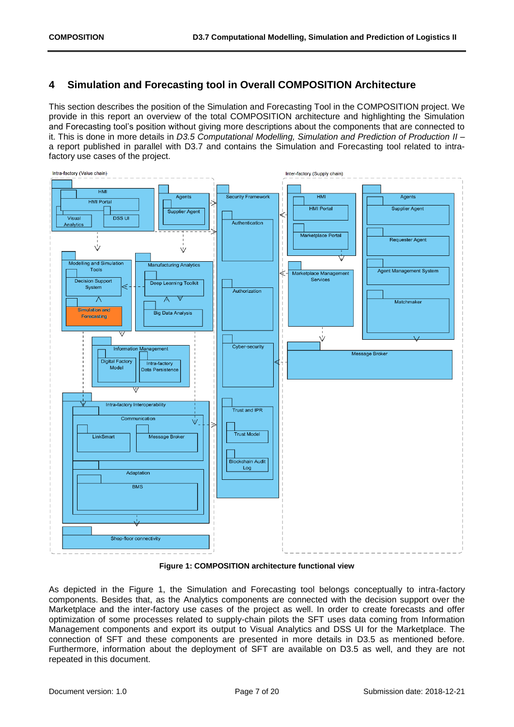# 4 Simulation and Forecasting tool in Overall COMPOSITION Architecture

This section describes the position of the Simulation and Forecasting Tool in the COMPOSITION project. We provide in this report an overview of the total COMPOSITION architecture and highlighting the Simulation and Forecasting tool's position without giving more descriptions about the components that are connected to it. This is done in more details in *D3.5 Computational Modelling, Simulation and Prediction of Production II* – a report published in parallel with D3.7 and contains the Simulation and Forecasting tool related to intra-factory use cases of the project.

**Figure 1: COMPOSITION architecture functional view**

As depicted in the Figure 1, the Simulation and Forecasting tool belongs conceptually to intra-factory components. Besides that, as the Analytics components are connected with the decision support over the Marketplace and the inter-factory use cases of the project as well. In order to create forecasts and offer optimization of some processes related to supply-chain pilots the SFT uses data coming from Information Management components and export its output to Visual Analytics and DSS UI for the Marketplace. The connection of SFT and these components are presented in more details in D3.5 as mentioned before. Furthermore, information about the deployment of SFT are available on D3.5 as well, and they are not repeated in this document.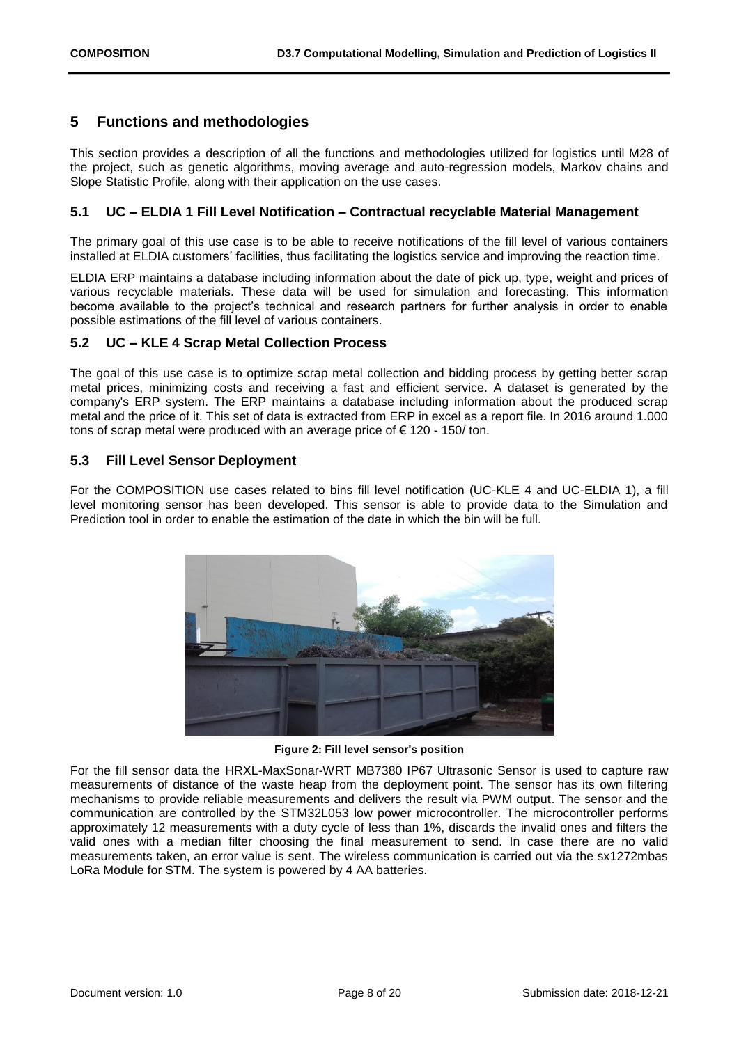# 5 Functions and methodologies

This section provides a description of all the functions and methodologies utilized for logistics until M28 of the project, such as genetic algorithms, moving average and auto-regression models, Markov chains and Slope Statistic Profile, along with their application on the use cases.

## 5.1 UC – ELDIA 1 Fill Level Notification – Contractual recyclable Material Management

The primary goal of this use case is to be able to receive notifications of the fill level of various containers installed at ELDIA customers' facilities, thus facilitating the logistics service and improving the reaction time.

ELDIA ERP maintains a database including information about the date of pick up, type, weight and prices of various recyclable materials. These data will be used for simulation and forecasting. This information become available to the project's technical and research partners for further analysis in order to enable possible estimations of the fill level of various containers.

## 5.2 UC – KLE 4 Scrap Metal Collection Process

The goal of this use case is to optimize scrap metal collection and bidding process by getting better scrap metal prices, minimizing costs and receiving a fast and efficient service. A dataset is generated by the company's ERP system. The ERP maintains a database including information about the produced scrap metal and the price of it. This set of data is extracted from ERP in excel as a report file. In 2016 around 1.000 tons of scrap metal were produced with an average price of € 120 - 150/ ton.

## 5.3 Fill Level Sensor Deployment

For the COMPOSITION use cases related to bins fill level notification (UC-KLE 4 and UC-ELDIA 1), a fill level monitoring sensor has been developed. This sensor is able to provide data to the Simulation and Prediction tool in order to enable the estimation of the date in which the bin will be full.

**Figure 2: Fill level sensor's position**

For the fill sensor data the HRXL-MaxSonar-WRT MB7380 IP67 Ultrasonic Sensor is used to capture raw measurements of distance of the waste heap from the deployment point. The sensor has its own filtering mechanisms to provide reliable measurements and delivers the result via PWM output. The sensor and the communication are controlled by the STM32L053 low power microcontroller. The microcontroller performs approximately 12 measurements with a duty cycle of less than 1%, discards the invalid ones and filters the valid ones with a median filter choosing the final measurement to send. In case there are no valid measurements taken, an error value is sent. The wireless communication is carried out via the sx1272mbas LoRa Module for STM. The system is powered by 4 AA batteries.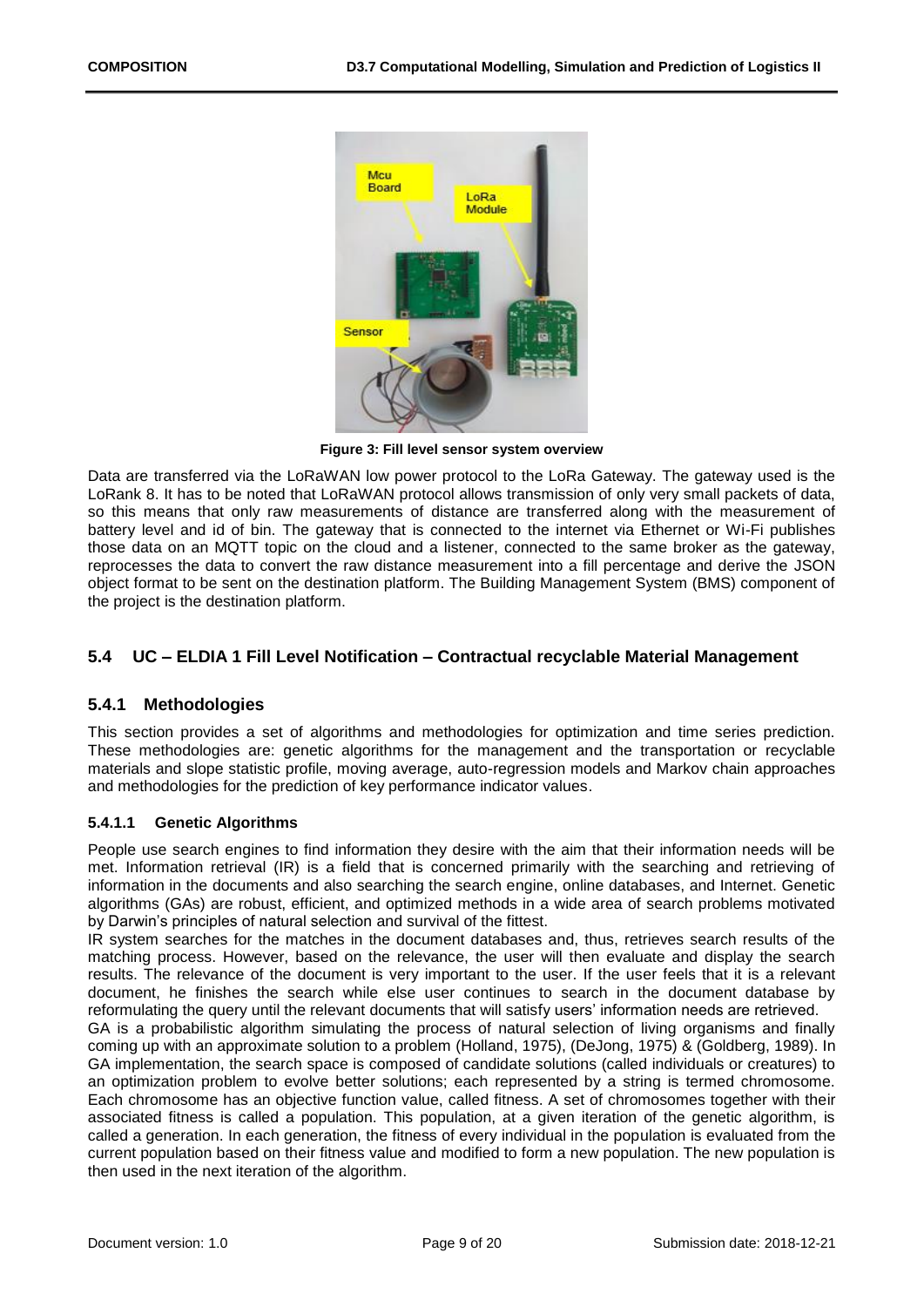Figure 3: Fill level sensor system overview

Data are transferred via the LoRaWAN low power protocol to the LoRa Gateway. The gateway used is the LoRank 8. It has to be noted that LoRaWAN protocol allows transmission of only very small packets of data, so this means that only raw measurements of distance are transferred along with the measurement of battery level and id of bin. The gateway that is connected to the internet via Ethernet or Wi-Fi publishes those data on an MQTT topic on the cloud and a listener, connected to the same broker as the gateway, reprocesses the data to convert the raw distance measurement into a fill percentage and derive the JSON object format to be sent on the destination platform. The Building Management System (BMS) component of the project is the destination platform.

## 5.4 UC – ELDIA 1 Fill Level Notification – Contractual recyclable Material Management

### 5.4.1 Methodologies

This section provides a set of algorithms and methodologies for optimization and time series prediction. These methodologies are: genetic algorithms for the management and the transportation or recyclable materials and slope statistic profile, moving average, auto-regression models and Markov chain approaches and methodologies for the prediction of key performance indicator values.

#### 5.4.1.1 Genetic Algorithms

People use search engines to find information they desire with the aim that their information needs will be met. Information retrieval (IR) is a field that is concerned primarily with the searching and retrieving of information in the documents and also searching the search engine, online databases, and Internet. Genetic algorithms (GAs) are robust, efficient, and optimized methods in a wide area of search problems motivated by Darwin's principles of natural selection and survival of the fittest.

IR system searches for the matches in the document databases and, thus, retrieves search results of the matching process. However, based on the relevance, the user will then evaluate and display the search results. The relevance of the document is very important to the user. If the user feels that it is a relevant document, he finishes the search while else user continues to search in the document database by reformulating the query until the relevant documents that will satisfy users' information needs are retrieved.

GA is a probabilistic algorithm simulating the process of natural selection of living organisms and finally coming up with an approximate solution to a problem (Holland, 1975), (DeJong, 1975) & (Goldberg, 1989). In GA implementation, the search space is composed of candidate solutions (called individuals or creatures) to an optimization problem to evolve better solutions; each represented by a string is termed chromosome. Each chromosome has an objective function value, called fitness. A set of chromosomes together with their associated fitness is called a population. This population, at a given iteration of the genetic algorithm, is called a generation. In each generation, the fitness of every individual in the population is evaluated from the current population based on their fitness value and modified to form a new population. The new population is then used in the next iteration of the algorithm.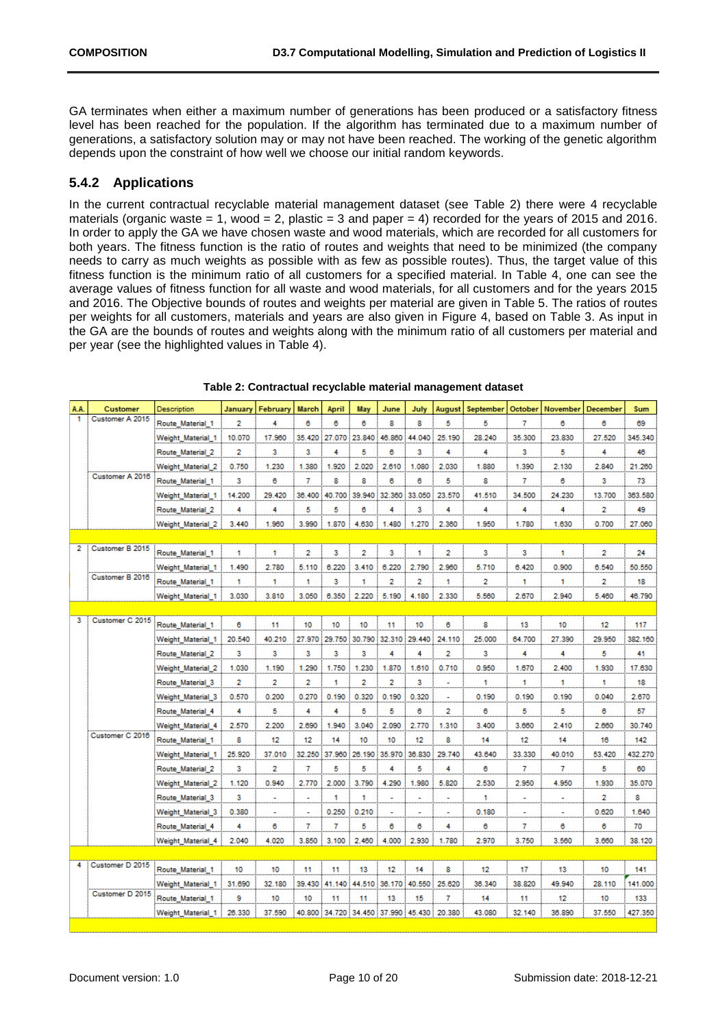GA terminates when either a maximum number of generations has been produced or a satisfactory fitness level has been reached for the population. If the algorithm has terminated due to a maximum number of generations, a satisfactory solution may or may not have been reached. The working of the genetic algorithm depends upon the constraint of how well we choose our initial random keywords.

### 5.4.2 Applications

In the current contractual recyclable material management dataset (see Table 2) there were 4 recyclable materials (organic waste = 1, wood = 2, plastic = 3 and paper = 4) recorded for the years of 2015 and 2016. In order to apply the GA we have chosen waste and wood materials, which are recorded for all customers for both years. The fitness function is the ratio of routes and weights that need to be minimized (the company needs to carry as much weights as possible with as few as possible routes). Thus, the target value of this fitness function is the minimum ratio of all customers for a specified material. In Table 4, one can see the average values of fitness function for all waste and wood materials, for all customers and for the years 2015 and 2016. The Objective bounds of routes and weights per material are given in Table 5. The ratios of routes per weights for all customers, materials and years are also given in Figure 4, based on Table 3. As input in the GA are the bounds of routes and weights along with the minimum ratio of all customers per material and per year (see the highlighted values in Table 4).

**Table 2: Contractual recyclable material management dataset**

| A.A. | Customer | Description | January | February | March | April | May | June | July | August | September | October | November | December | Sum |
|---|---|---|---|---|---|---|---|---|---|---|---|---|---|---|---|
| 1 | Customer A 2015 | Route_Material_1 | 2 | 4 | 6 | 6 | 6 | 8 | 8 | 5 | 5 | 7 | 6 | 6 | 69 |
| | | Weight_Material_1 | 10.070 | 17.960 | 35.420 | 27.070 | 23.840 | 46.860 | 44.040 | 25.190 | 28.240 | 35.300 | 23.830 | 27.520 | 345.340 |
| | | Route_Material_2 | 2 | 3 | 3 | 4 | 5 | 6 | 3 | 4 | 4 | 3 | 5 | 4 | 46 |
| | | Weight_Material_2 | 0.750 | 1.230 | 1.380 | 1.920 | 2.020 | 2.610 | 1.080 | 2.030 | 1.880 | 1.390 | 2.130 | 2.840 | 21.260 |
| | Customer A 2016 | Route_Material_1 | 3 | 6 | 7 | 8 | 8 | 6 | 6 | 5 | 8 | 7 | 6 | 3 | 73 |
| | | Weight_Material_1 | 14.200 | 29.420 | 36.400 | 40.700 | 39.940 | 32.360 | 33.050 | 23.570 | 41.510 | 34.500 | 24.230 | 13.700 | 363.580 |
| | | Route_Material_2 | 4 | 4 | 5 | 5 | 6 | 4 | 3 | 4 | 4 | 4 | 4 | 2 | 49 |
| | | Weight_Material_2 | 3.440 | 1.960 | 3.990 | 1.870 | 4.630 | 1.480 | 1.270 | 2.360 | 1.950 | 1.780 | 1.630 | 0.700 | 27.060 |
| 2 | Customer B 2015 | Route_Material_1 | 1 | 1 | 2 | 3 | 2 | 3 | 1 | 2 | 3 | 3 | 1 | 2 | 24 |
| | | Weight_Material_1 | 1.490 | 2.780 | 5.110 | 6.220 | 3.410 | 6.220 | 2.790 | 2.960 | 5.710 | 6.420 | 0.900 | 6.540 | 50.550 |
| | Customer B 2016 | Route_Material_1 | 1 | 1 | 1 | 3 | 1 | 2 | 2 | 1 | 2 | 1 | 1 | 2 | 18 |
| | | Weight_Material_1 | 3.030 | 3.810 | 3.050 | 6.350 | 2.220 | 5.190 | 4.180 | 2.330 | 5.560 | 2.670 | 2.940 | 5.460 | 46.790 |
| 3 | Customer C 2015 | Route_Material_1 | 6 | 11 | 10 | 10 | 10 | 11 | 10 | 6 | 8 | 13 | 10 | 12 | 117 |
| | | Weight_Material_1 | 20.540 | 40.210 | 27.970 | 29.750 | 30.790 | 32.310 | 29.440 | 24.110 | 25.000 | 64.700 | 27.390 | 29.950 | 382.160 |
| | | Route_Material_2 | 3 | 3 | 3 | 3 | 3 | 4 | 4 | 2 | 3 | 4 | 4 | 5 | 41 |
| | | Weight_Material_2 | 1.030 | 1.190 | 1.290 | 1.750 | 1.230 | 1.870 | 1.610 | 0.710 | 0.950 | 1.670 | 2.400 | 1.930 | 17.630 |
| | | Route_Material_3 | 2 | 2 | 2 | 1 | 2 | 2 | 3 | - | 1 | 1 | 1 | 1 | 18 |
| | | Weight_Material_3 | 0.570 | 0.200 | 0.270 | 0.190 | 0.320 | 0.190 | 0.320 | - | 0.190 | 0.190 | 0.190 | 0.040 | 2.670 |
| | | Route_Material_4 | 4 | 5 | 4 | 4 | 5 | 5 | 6 | 2 | 6 | 5 | 5 | 6 | 57 |
| | | Weight_Material_4 | 2.570 | 2.200 | 2.690 | 1.940 | 3.040 | 2.090 | 2.770 | 1.310 | 3.400 | 3.660 | 2.410 | 2.660 | 30.740 |
| | Customer C 2016 | Route_Material_1 | 8 | 12 | 12 | 14 | 10 | 10 | 12 | 8 | 14 | 12 | 14 | 16 | 142 |
| | | Weight_Material_1 | 25.920 | 37.010 | 32.250 | 37.960 | 26.190 | 35.970 | 36.830 | 29.740 | 43.640 | 33.330 | 40.010 | 53.420 | 432.270 |
| | | Route_Material_2 | 3 | 2 | 7 | 5 | 5 | 4 | 5 | 4 | 6 | 7 | 7 | 5 | 60 |
| | | Weight_Material_2 | 1.120 | 0.940 | 2.770 | 2.000 | 3.790 | 4.290 | 1.980 | 5.820 | 2.530 | 2.950 | 4.950 | 1.930 | 35.070 |
| | | Route_Material_3 | 3 | - | - | 1 | 1 | - | - | - | 1 | - | - | 2 | 8 |
| | | Weight_Material_3 | 0.380 | - | - | 0.250 | 0.210 | - | - | - | 0.180 | - | - | 0.620 | 1.640 |
| | | Route_Material_4 | 4 | 6 | 7 | 7 | 5 | 6 | 6 | 4 | 6 | 7 | 6 | 6 | 70 |
| | | Weight_Material_4 | 2.040 | 4.020 | 3.850 | 3.100 | 2.460 | 4.000 | 2.930 | 1.780 | 2.970 | 3.750 | 3.560 | 3.660 | 38.120 |
| 4 | Customer D 2015 | Route_Material_1 | 10 | 10 | 11 | 11 | 13 | 12 | 14 | 8 | 12 | 17 | 13 | 10 | 141 |
| | | Weight_Material_1 | 31.690 | 32.180 | 39.430 | 41.140 | 44.510 | 36.170 | 40.550 | 25.620 | 36.340 | 38.820 | 49.940 | 28.110 | 141.000 |
| | Customer D 2015 | Route_Material_1 | 9 | 10 | 10 | 11 | 11 | 13 | 15 | 7 | 14 | 11 | 12 | 10 | 133 |
| | | Weight_Material_1 | 26.330 | 37.590 | 40.800 | 34.720 | 34.450 | 37.990 | 45.430 | 20.380 | 43.080 | 32.140 | 36.890 | 37.550 | 427.350 |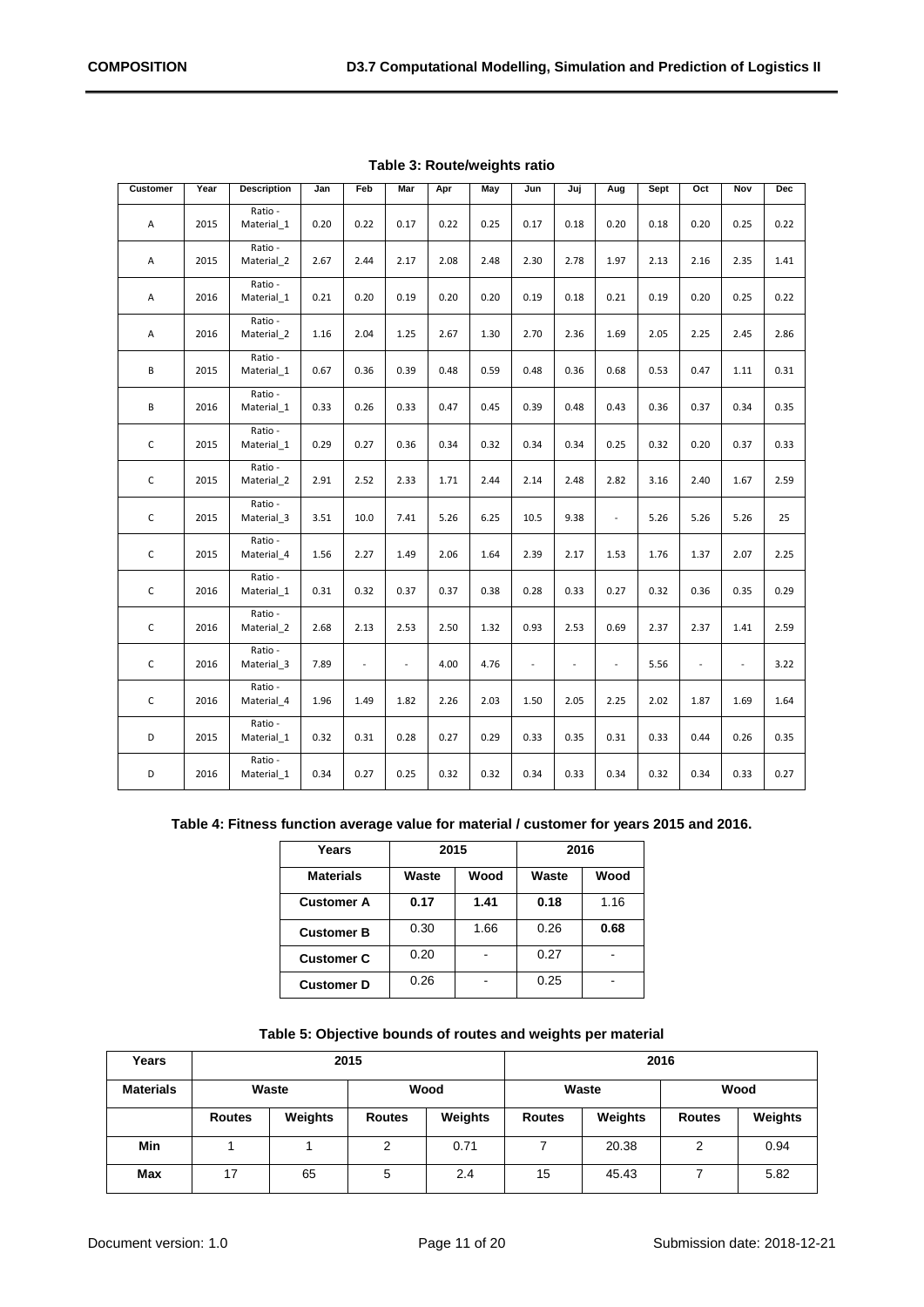**Table 3: Route/weights ratio**

| Customer | Year | Description | Jan | Feb | Mar | Apr | May | Jun | Juj | Aug | Sept | Oct | Nov | Dec |
|---|---|---|---|---|---|---|---|---|---|---|---|---|---|---|
| A | 2015 | Ratio - Material_1 | 0.20 | 0.22 | 0.17 | 0.22 | 0.25 | 0.17 | 0.18 | 0.20 | 0.18 | 0.20 | 0.25 | 0.22 |
| A | 2015 | Ratio - Material_2 | 2.67 | 2.44 | 2.17 | 2.08 | 2.48 | 2.30 | 2.78 | 1.97 | 2.13 | 2.16 | 2.35 | 1.41 |
| A | 2016 | Ratio - Material_1 | 0.21 | 0.20 | 0.19 | 0.20 | 0.20 | 0.19 | 0.18 | 0.21 | 0.19 | 0.20 | 0.25 | 0.22 |
| A | 2016 | Ratio - Material_2 | 1.16 | 2.04 | 1.25 | 2.67 | 1.30 | 2.70 | 2.36 | 1.69 | 2.05 | 2.25 | 2.45 | 2.86 |
| B | 2015 | Ratio - Material_1 | 0.67 | 0.36 | 0.39 | 0.48 | 0.59 | 0.48 | 0.36 | 0.68 | 0.53 | 0.47 | 1.11 | 0.31 |
| B | 2016 | Ratio - Material_1 | 0.33 | 0.26 | 0.33 | 0.47 | 0.45 | 0.39 | 0.48 | 0.43 | 0.36 | 0.37 | 0.34 | 0.35 |
| C | 2015 | Ratio - Material_1 | 0.29 | 0.27 | 0.36 | 0.34 | 0.32 | 0.34 | 0.34 | 0.25 | 0.32 | 0.20 | 0.37 | 0.33 |
| C | 2015 | Ratio - Material_2 | 2.91 | 2.52 | 2.33 | 1.71 | 2.44 | 2.14 | 2.48 | 2.82 | 3.16 | 2.40 | 1.67 | 2.59 |
| C | 2015 | Ratio - Material_3 | 3.51 | 10.0 | 7.41 | 5.26 | 6.25 | 10.5 | 9.38 | - | 5.26 | 5.26 | 5.26 | 25 |
| C | 2015 | Ratio - Material_4 | 1.56 | 2.27 | 1.49 | 2.06 | 1.64 | 2.39 | 2.17 | 1.53 | 1.76 | 1.37 | 2.07 | 2.25 |
| C | 2016 | Ratio - Material_1 | 0.31 | 0.32 | 0.37 | 0.37 | 0.38 | 0.28 | 0.33 | 0.27 | 0.32 | 0.36 | 0.35 | 0.29 |
| C | 2016 | Ratio - Material_2 | 2.68 | 2.13 | 2.53 | 2.50 | 1.32 | 0.93 | 2.53 | 0.69 | 2.37 | 2.37 | 1.41 | 2.59 |
| C | 2016 | Ratio - Material_3 | 7.89 | - | - | 4.00 | 4.76 | - | - | - | 5.56 | - | - | 3.22 |
| C | 2016 | Ratio - Material_4 | 1.96 | 1.49 | 1.82 | 2.26 | 2.03 | 1.50 | 2.05 | 2.25 | 2.02 | 1.87 | 1.69 | 1.64 |
| D | 2015 | Ratio - Material_1 | 0.32 | 0.31 | 0.28 | 0.27 | 0.29 | 0.33 | 0.35 | 0.31 | 0.33 | 0.44 | 0.26 | 0.35 |
| D | 2016 | Ratio - Material_1 | 0.34 | 0.27 | 0.25 | 0.32 | 0.32 | 0.34 | 0.33 | 0.34 | 0.32 | 0.34 | 0.33 | 0.27 |

**Table 4: Fitness function average value for material / customer for years 2015 and 2016.**

| Years | 2015 | | 2016 | |
|---|---|---|---|---|
| **Materials** | **Waste** | **Wood** | **Waste** | **Wood** |
| **Customer A** | **0.17** | **1.41** | **0.18** | 1.16 |
| **Customer B** | 0.30 | 1.66 | 0.26 | **0.68** |
| **Customer C** | 0.20 | - | 0.27 | - |
| **Customer D** | 0.26 | - | 0.25 | - |

**Table 5: Objective bounds of routes and weights per material**

| Years | 2015 | | | | 2016 | | | |
|---|---|---|---|---|---|---|---|---|
| **Materials** | **Waste** | | **Wood** | | **Waste** | | **Wood** | |
| | **Routes** | **Weights** | **Routes** | **Weights** | **Routes** | **Weights** | **Routes** | **Weights** |
| **Min** | 1 | 1 | 2 | 0.71 | 7 | 20.38 | 2 | 0.94 |
| **Max** | 17 | 65 | 5 | 2.4 | 15 | 45.43 | 7 | 5.82 |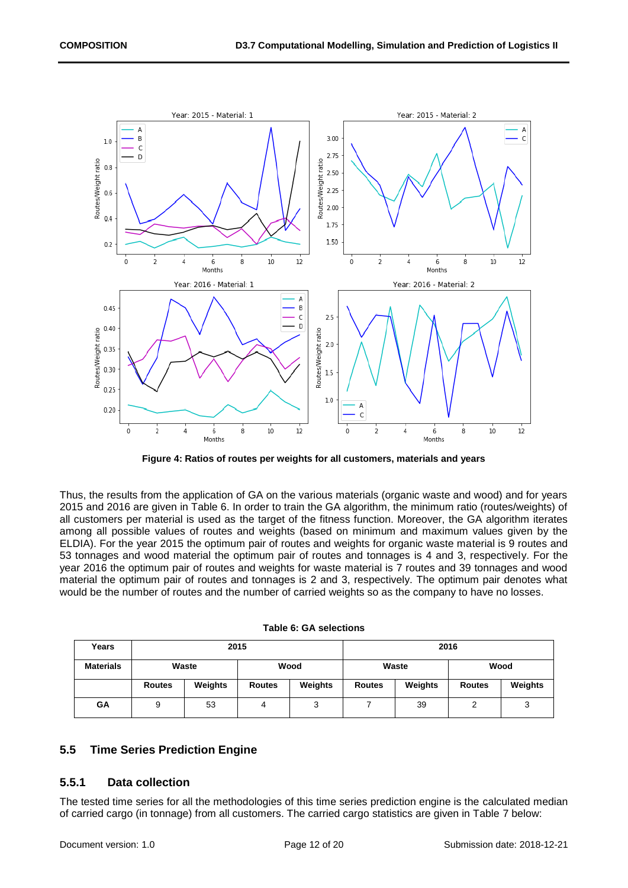Figure 4: Ratios of routes per weights for all customers, materials and years

Thus, the results from the application of GA on the various materials (organic waste and wood) and for years 2015 and 2016 are given in Table 6. In order to train the GA algorithm, the minimum ratio (routes/weights) of all customers per material is used as the target of the fitness function. Moreover, the GA algorithm iterates among all possible values of routes and weights (based on minimum and maximum values given by the ELDIA). For the year 2015 the optimum pair of routes and weights for organic waste material is 9 routes and 53 tonnages and wood material the optimum pair of routes and tonnages is 4 and 3, respectively. For the year 2016 the optimum pair of routes and weights for waste material is 7 routes and 39 tonnages and wood material the optimum pair of routes and tonnages is 2 and 3, respectively. The optimum pair denotes what would be the number of routes and the number of carried weights so as the company to have no losses.

**Table 6: GA selections**

| Years | 2015 | | | | 2016 | | | |
|---|---|---|---|---|---|---|---|---|
| Materials | Waste | | Wood | | Waste | | Wood | |
| | Routes | Weights | Routes | Weights | Routes | Weights | Routes | Weights |
| GA | 9 | 53 | 4 | 3 | 7 | 39 | 2 | 3 |

## 5.5 Time Series Prediction Engine

### 5.5.1 Data collection

The tested time series for all the methodologies of this time series prediction engine is the calculated median of carried cargo (in tonnage) from all customers. The carried cargo statistics are given in Table 7 below: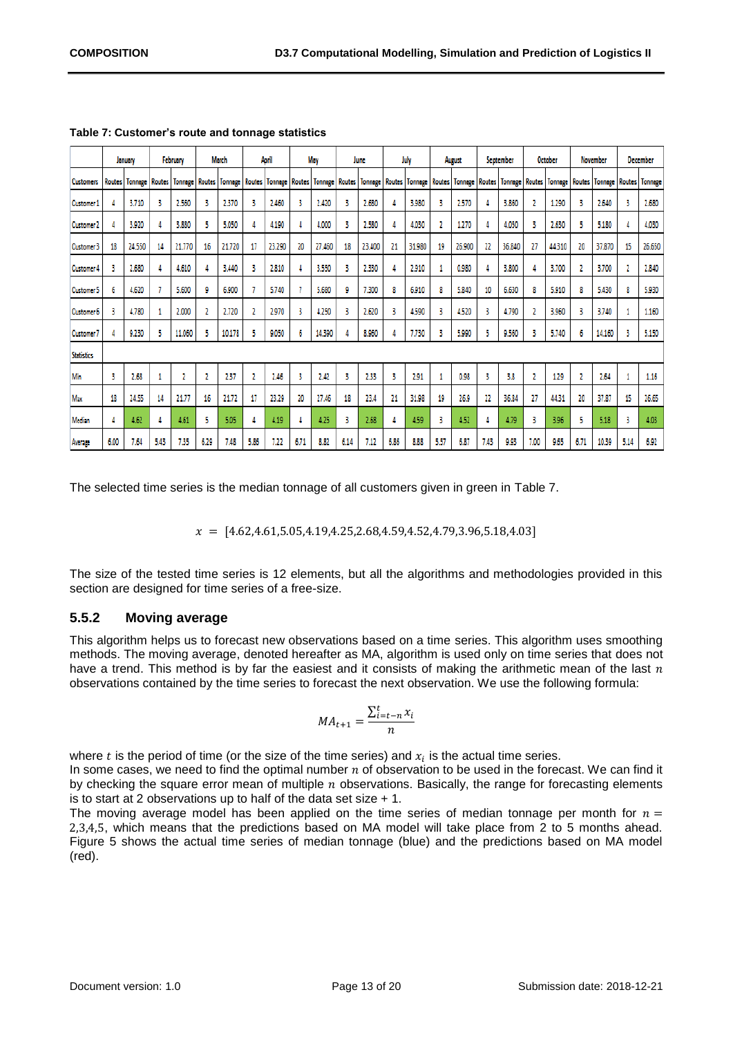**Table 7: Customer's route and tonnage statistics**

| | January | | February | | March | | April | | May | | June | | July | | August | | September | | October | | November | | December | |
|---|---|---|---|---|---|---|---|---|---|---|---|---|---|---|---|---|---|---|---|---|---|---|---|---|
| Customers | Routes | Tonnage | Routes | Tonnage | Routes | Tonnage | Routes | Tonnage | Routes | Tonnage | Routes | Tonnage | Routes | Tonnage | Routes | Tonnage | Routes | Tonnage | Routes | Tonnage | Routes | Tonnage | Routes | Tonnage |
| Customer 1 | 4 | 3.710 | 3 | 2.580 | 3 | 2.370 | 3 | 2.460 | 3 | 2.420 | 3 | 2.680 | 4 | 3.980 | 3 | 2.570 | 4 | 3.860 | 2 | 1.290 | 3 | 2.640 | 3 | 2.680 |
| Customer 2 | 4 | 3.920 | 4 | 3.880 | 5 | 5.050 | 4 | 4.190 | 4 | 4.000 | 3 | 2.580 | 4 | 4.030 | 2 | 1.270 | 4 | 4.030 | 3 | 2.630 | 5 | 5.180 | 4 | 4.030 |
| Customer 3 | 18 | 24.550 | 14 | 21.770 | 16 | 21.720 | 17 | 23.290 | 20 | 27.460 | 18 | 23.400 | 21 | 31.980 | 19 | 26.900 | 22 | 36.840 | 27 | 44.310 | 20 | 37.870 | 15 | 26.650 |
| Customer 4 | 3 | 2.680 | 4 | 4.610 | 4 | 3.440 | 3 | 2.810 | 4 | 3.550 | 3 | 2.330 | 4 | 2.910 | 1 | 0.980 | 4 | 3.800 | 4 | 3.700 | 2 | 3.700 | 2 | 2.840 |
| Customer 5 | 6 | 4.620 | 7 | 5.600 | 9 | 6.900 | 7 | 5.740 | 7 | 5.680 | 9 | 7.300 | 8 | 6.910 | 8 | 5.840 | 10 | 6.630 | 8 | 5.910 | 8 | 5.430 | 8 | 5.930 |
| Customer 6 | 3 | 4.780 | 1 | 2.000 | 2 | 2.720 | 2 | 2.970 | 3 | 4.250 | 3 | 2.620 | 3 | 4.590 | 3 | 4.520 | 3 | 4.790 | 2 | 3.960 | 3 | 3.740 | 1 | 1.160 |
| Customer 7 | 4 | 9.230 | 5 | 11.060 | 5 | 10.178 | 5 | 9.050 | 6 | 14.390 | 4 | 8.960 | 4 | 7.730 | 3 | 5.990 | 5 | 9.580 | 3 | 5.740 | 6 | 14.160 | 3 | 5.150 |
| Statistics | | | | | | | | | | | | | | | | | | | | | | | | |
| Min | 3 | 2.68 | 1 | 2 | 2 | 2.37 | 2 | 2.46 | 3 | 2.42 | 3 | 2.33 | 3 | 2.91 | 1 | 0.98 | 3 | 3.8 | 2 | 1.29 | 2 | 2.64 | 1 | 1.16 |
| Max | 18 | 24.55 | 14 | 21.77 | 16 | 21.72 | 17 | 23.29 | 20 | 27.46 | 18 | 23.4 | 21 | 31.98 | 19 | 26.9 | 22 | 36.84 | 27 | 44.31 | 20 | 37.87 | 15 | 26.65 |
| Median | 4 | 4.62 | 4 | 4.61 | 5 | 5.05 | 4 | 4.19 | 4 | 4.25 | 3 | 2.68 | 4 | 4.59 | 3 | 4.52 | 4 | 4.79 | 3 | 3.96 | 5 | 5.18 | 3 | 4.03 |
| Average | 6.00 | 7.64 | 5.43 | 7.35 | 6.29 | 7.48 | 5.86 | 7.22 | 6.71 | 8.82 | 6.14 | 7.12 | 6.86 | 8.88 | 5.57 | 6.87 | 7.43 | 9.93 | 7.00 | 9.65 | 6.71 | 10.39 | 5.14 | 6.92 |

The selected time series is the median tonnage of all customers given in green in Table 7.

$$x = [4.62, 4.61, 5.05, 4.19, 4.25, 2.68, 4.59, 4.52, 4.79, 3.96, 5.18, 4.03]$$

The size of the tested time series is 12 elements, but all the algorithms and methodologies provided in this section are designed for time series of a free-size.

### 5.5.2 Moving average

This algorithm helps us to forecast new observations based on a time series. This algorithm uses smoothing methods. The moving average, denoted hereafter as MA, algorithm is used only on time series that does not have a trend. This method is by far the easiest and it consists of making the arithmetic mean of the last $n$ observations contained by the time series to forecast the next observation. We use the following formula:

$$MA_{t+1} = \frac{\sum_{i=t-n}^{t} x_i}{n}$$

where $t$ is the period of time (or the size of the time series) and $x_i$ is the actual time series.

In some cases, we need to find the optimal number $n$ of observation to be used in the forecast. We can find it by checking the square error mean of multiple $n$ observations. Basically, the range for forecasting elements is to start at 2 observations up to half of the data set size + 1.

The moving average model has been applied on the time series of median tonnage per month for $n = 2,3,4,5$, which means that the predictions based on MA model will take place from 2 to 5 months ahead. Figure 5 shows the actual time series of median tonnage (blue) and the predictions based on MA model (red).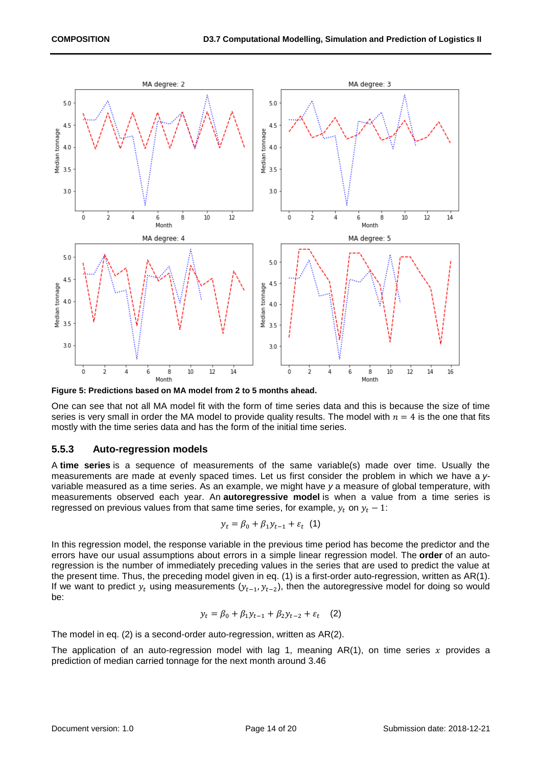**Figure 5: Predictions based on MA model from 2 to 5 months ahead.**

One can see that not all MA model fit with the form of time series data and this is because the size of time series is very small in order the MA model to provide quality results. The model with $n = 4$ is the one that fits mostly with the time series data and has the form of the initial time series.

### 5.5.3 Auto-regression models

A **time series** is a sequence of measurements of the same variable(s) made over time. Usually the measurements are made at evenly spaced times. Let us first consider the problem in which we have a *y*-variable measured as a time series. As an example, we might have *y* a measure of global temperature, with measurements observed each year. An **autoregressive model** is when a value from a time series is regressed on previous values from that same time series, for example, $y_t$ on $y_t - 1$:

$$y_t = \beta_0 + \beta_1 y_{t-1} + \varepsilon_t \quad (1)$$

In this regression model, the response variable in the previous time period has become the predictor and the errors have our usual assumptions about errors in a simple linear regression model. The **order** of an auto-regression is the number of immediately preceding values in the series that are used to predict the value at the present time. Thus, the preceding model given in eq. (1) is a first-order auto-regression, written as AR(1). If we want to predict $y_t$ using measurements $(y_{t-1}, y_{t-2})$, then the autoregressive model for doing so would be:

$$y_t = \beta_0 + \beta_1 y_{t-1} + \beta_2 y_{t-2} + \varepsilon_t \quad (2)$$

The model in eq. (2) is a second-order auto-regression, written as AR(2).

The application of an auto-regression model with lag 1, meaning AR(1), on time series $x$ provides a prediction of median carried tonnage for the next month around 3.46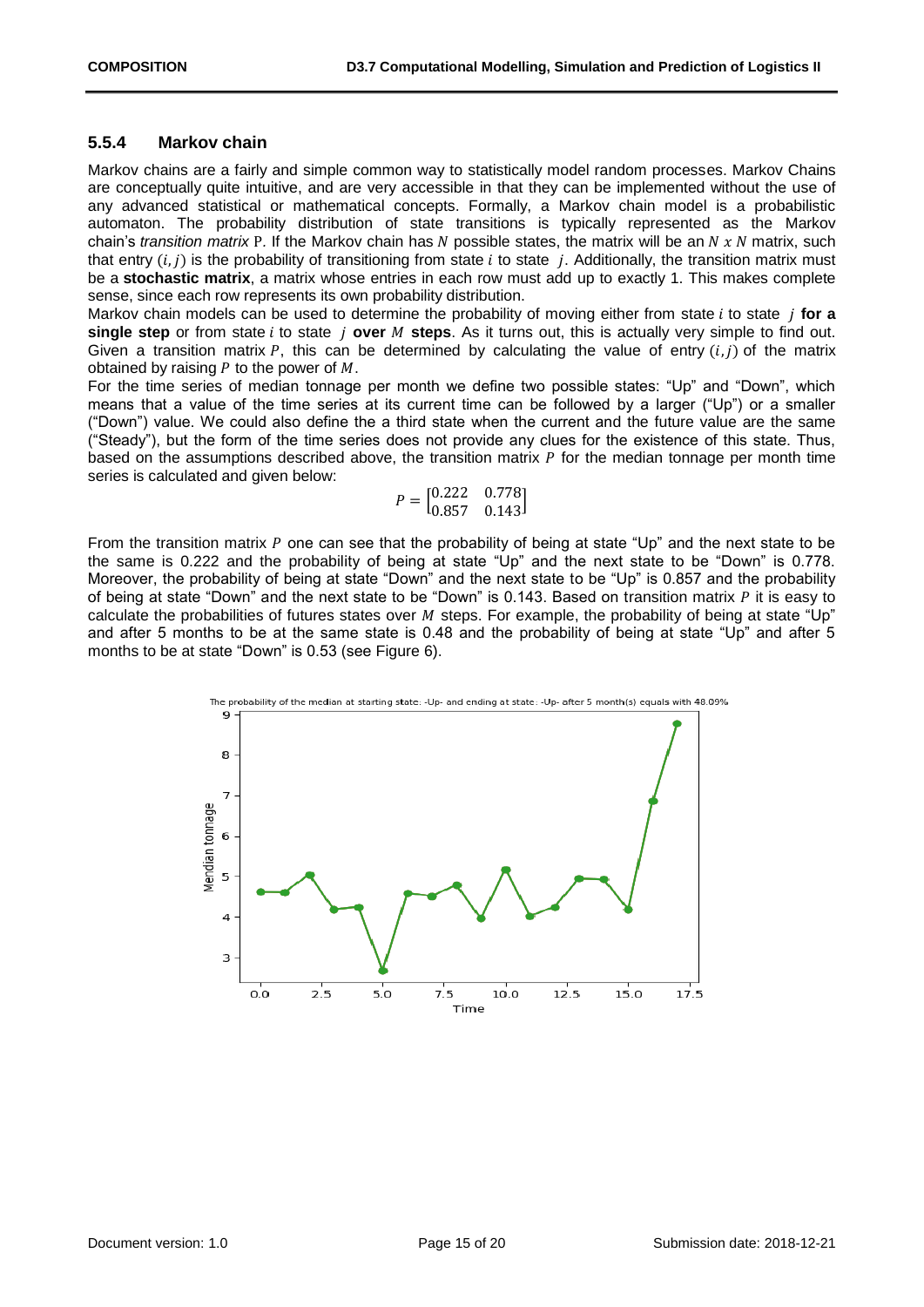### 5.5.4 Markov chain

Markov chains are a fairly and simple common way to statistically model random processes. Markov Chains are conceptually quite intuitive, and are very accessible in that they can be implemented without the use of any advanced statistical or mathematical concepts. Formally, a Markov chain model is a probabilistic automaton. The probability distribution of state transitions is typically represented as the Markov chain's *transition matrix* P. If the Markov chain has $N$ possible states, the matrix will be an $N \; x \; N$ matrix, such that entry $(i, j)$ is the probability of transitioning from state $i$ to state $j$. Additionally, the transition matrix must be a **stochastic matrix**, a matrix whose entries in each row must add up to exactly 1. This makes complete sense, since each row represents its own probability distribution.

Markov chain models can be used to determine the probability of moving either from state $i$ to state $j$ **for a single step** or from state $i$ to state $j$ **over** $M$ **steps**. As it turns out, this is actually very simple to find out. Given a transition matrix $P$, this can be determined by calculating the value of entry $(i, j)$ of the matrix obtained by raising $P$ to the power of $M$.

For the time series of median tonnage per month we define two possible states: "Up" and "Down", which means that a value of the time series at its current time can be followed by a larger ("Up") or a smaller ("Down") value. We could also define the a third state when the current and the future value are the same ("Steady"), but the form of the time series does not provide any clues for the existence of this state. Thus, based on the assumptions described above, the transition matrix $P$ for the median tonnage per month time series is calculated and given below:

$$P = \begin{bmatrix} 0.222 & 0.778 \\ 0.857 & 0.143 \end{bmatrix}$$

From the transition matrix $P$ one can see that the probability of being at state "Up" and the next state to be the same is 0.222 and the probability of being at state "Up" and the next state to be "Down" is 0.778. Moreover, the probability of being at state "Down" and the next state to be "Up" is 0.857 and the probability of being at state "Down" and the next state to be "Down" is 0.143. Based on transition matrix $P$ it is easy to calculate the probabilities of futures states over $M$ steps. For example, the probability of being at state "Up" and after 5 months to be at the same state is 0.48 and the probability of being at state "Up" and after 5 months to be at state "Down" is 0.53 (see Figure 6).

The probability of the median at starting state: -Up- and ending at state: -Up- after 5 month(s) equals with 48.09%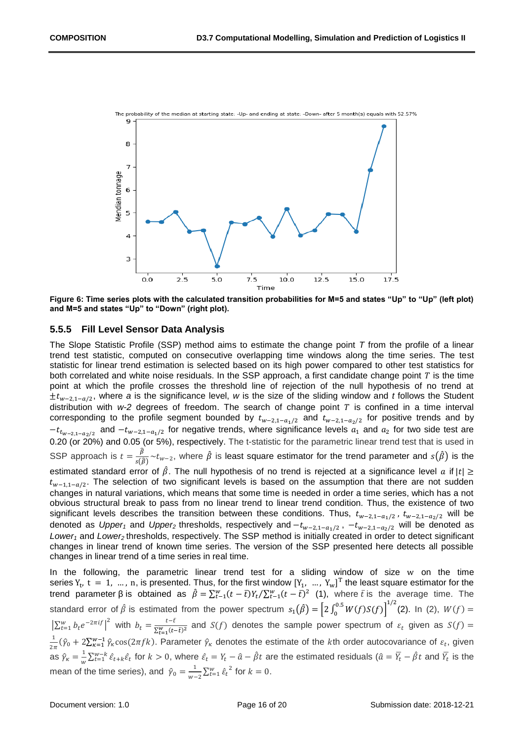**Figure 6: Time series plots with the calculated transition probabilities for M=5 and states "Up" to "Up" (left plot) and M=5 and states "Up" to "Down" (right plot).**

### 5.5.5 Fill Level Sensor Data Analysis

The Slope Statistic Profile (SSP) method aims to estimate the change point *T* from the profile of a linear trend test statistic, computed on consecutive overlapping time windows along the time series. The test statistic for linear trend estimation is selected based on its high power compared to other test statistics for both correlated and white noise residuals. In the SSP approach, a first candidate change point *T* is the time point at which the profile crosses the threshold line of rejection of the null hypothesis of no trend at $\pm t_{w-2,1-a/2}$, where *a* is the significance level, *w* is the size of the sliding window and *t* follows the Student distribution with *w-2* degrees of freedom. The search of change point *T* is confined in a time interval corresponding to the profile segment bounded by $t_{w-2,1-a_1/2}$ and $t_{w-2,1-a_2/2}$ for positive trends and by $-t_{t_{w-2,1-a_2/2}}$ and $-t_{w-2,1-a_1/2}$ for negative trends, where significance levels $a_1$ and $a_2$ for two side test are 0.20 (or 20%) and 0.05 (or 5%), respectively. The t-statistic for the parametric linear trend test that is used in SSP approach is $t = \frac{\hat{\beta}}{s(\hat{\beta})} \sim t_{w-2}$, where $\hat{\beta}$ is least square estimator for the trend parameter and $s(\hat{\beta})$ is the estimated standard error of $\hat{\beta}$. The null hypothesis of no trend is rejected at a significance level $a$ if $|t| \geq t_{w-1,1-a/2}$. The selection of two significant levels is based on the assumption that there are not sudden changes in natural variations, which means that some time is needed in order a time series, which has a not obvious structural break to pass from no linear trend to linear trend condition. Thus, the existence of two significant levels describes the transition between these conditions. Thus, $t_{w-2,1-a_1/2}$, $t_{w-2,1-a_2/2}$ will be denoted as *Upper₁* and *Upper₂* thresholds, respectively and $-t_{w-2,1-a_1/2}$, $-t_{w-2,1-a_2/2}$ will be denoted as *Lower₁* and *Lower₂* thresholds, respectively. The SSP method is initially created in order to detect significant changes in linear trend of known time series. The version of the SSP presented here detects all possible changes in linear trend of a time series in real time.

In the following, the parametric linear trend test for a sliding window of size w on the time series $Y_t$, $t = 1, \ldots, n$, is presented. Thus, for the first window $[Y_1, \ldots, Y_w]^T$ the least square estimator for the trend parameter β is obtained as $\hat{\beta} = \sum_{t=1}^{w}(t-\bar{t})Y_t / \sum_{t=1}^{w}(t-\bar{t})^2$ (1), where $\bar{t}$ is the average time. The standard error of $\hat{\beta}$ is estimated from the power spectrum $s_1(\hat{\beta}) = \left[2\int_0^{0.5} W(f)S(f)\right]^{1/2}$(2). In (2), $W(f) = \left|\sum_{t=1}^{w} b_t e^{-2\pi i f}\right|^2$ with $b_t = \frac{t-\bar{t}}{\sum_{t=1}^{w}(t-\bar{t})^2}$ and $S(f)$ denotes the sample power spectrum of $\varepsilon_t$ given as $S(f) = \frac{1}{2\pi}(\hat{\gamma}_0 + 2\sum_{\kappa=1}^{w-1}\hat{\gamma}_\kappa \cos(2\pi f k)$. Parameter $\hat{\gamma}_\kappa$ denotes the estimate of the $k$th order autocovariance of $\varepsilon_t$, given as $\hat{\gamma}_\kappa = \frac{1}{w}\sum_{t=1}^{w-k}\hat{\varepsilon}_{t+k}\hat{\varepsilon}_t$ for $k > 0$, where $\hat{\varepsilon}_t = Y_t - \hat{a} - \hat{\beta}t$ are the estimated residuals ($\hat{a} = \overline{Y_t} - \hat{\beta}t$ and $\overline{Y_t}$ is the mean of the time series), and $\hat{\gamma}_0 = \frac{1}{w-2}\sum_{t=1}^{w}\hat{\varepsilon}_t^{\,2}$ for $k = 0$.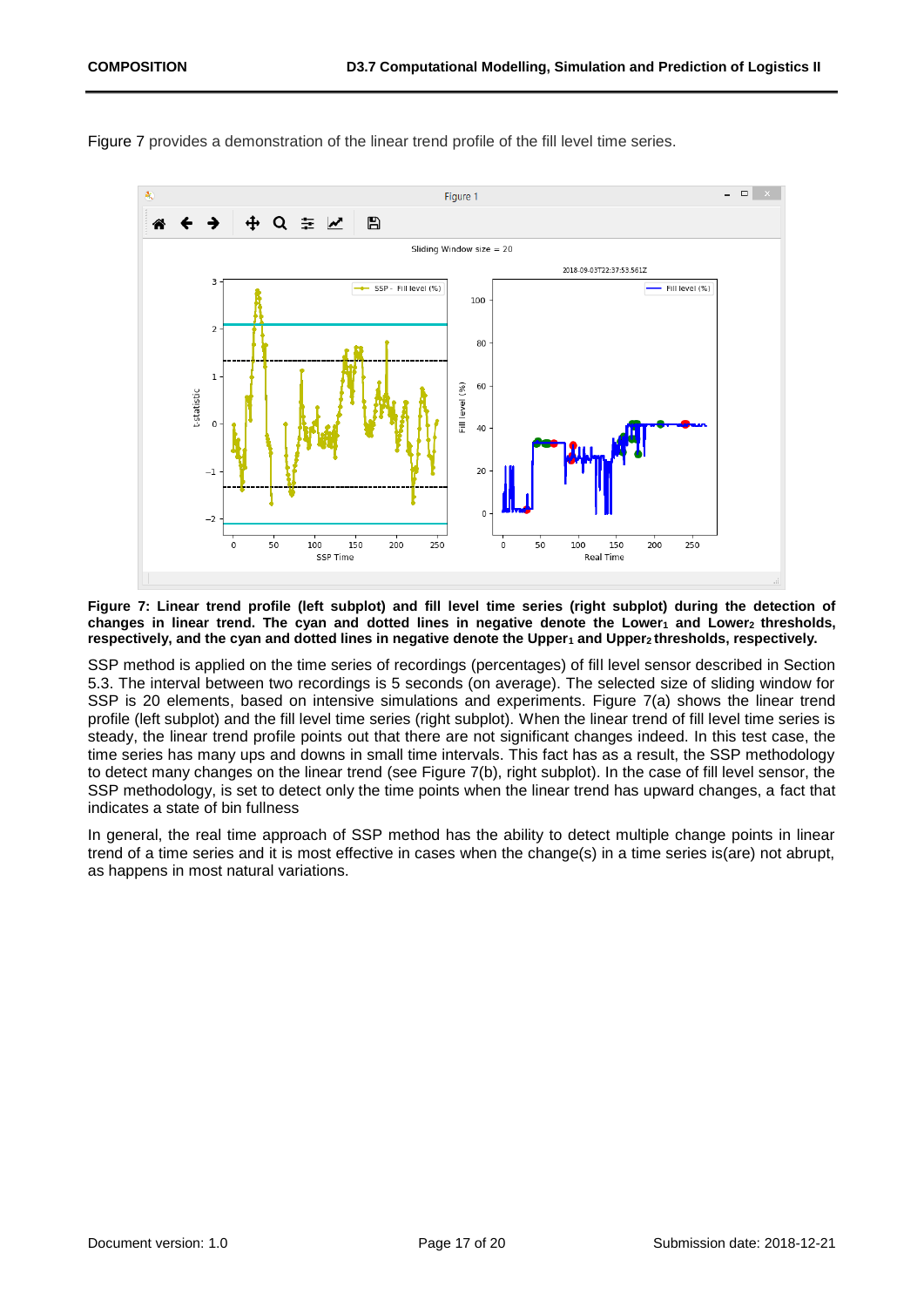Figure 7 provides a demonstration of the linear trend profile of the fill level time series.

**Figure 7: Linear trend profile (left subplot) and fill level time series (right subplot) during the detection of changes in linear trend. The cyan and dotted lines in negative denote the Lower$_1$ and Lower$_2$ thresholds, respectively, and the cyan and dotted lines in negative denote the Upper$_1$ and Upper$_2$ thresholds, respectively.**

SSP method is applied on the time series of recordings (percentages) of fill level sensor described in Section 5.3. The interval between two recordings is 5 seconds (on average). The selected size of sliding window for SSP is 20 elements, based on intensive simulations and experiments. Figure 7(a) shows the linear trend profile (left subplot) and the fill level time series (right subplot). When the linear trend of fill level time series is steady, the linear trend profile points out that there are not significant changes indeed. In this test case, the time series has many ups and downs in small time intervals. This fact has as a result, the SSP methodology to detect many changes on the linear trend (see Figure 7(b), right subplot). In the case of fill level sensor, the SSP methodology, is set to detect only the time points when the linear trend has upward changes, a fact that indicates a state of bin fullness

In general, the real time approach of SSP method has the ability to detect multiple change points in linear trend of a time series and it is most effective in cases when the change(s) in a time series is(are) not abrupt, as happens in most natural variations.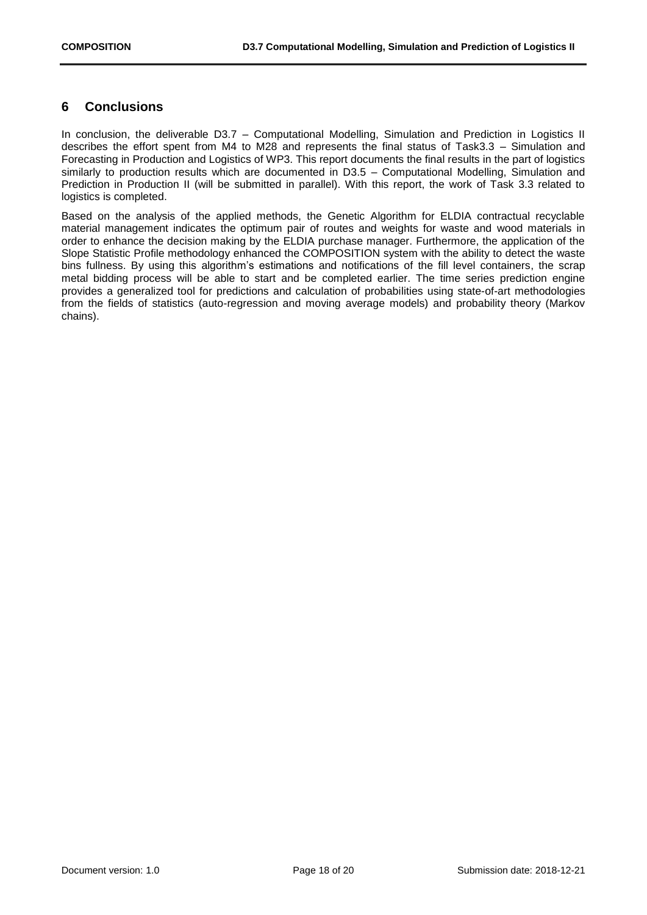## 6 Conclusions

In conclusion, the deliverable D3.7 – Computational Modelling, Simulation and Prediction in Logistics II describes the effort spent from M4 to M28 and represents the final status of Task3.3 – Simulation and Forecasting in Production and Logistics of WP3. This report documents the final results in the part of logistics similarly to production results which are documented in D3.5 – Computational Modelling, Simulation and Prediction in Production II (will be submitted in parallel). With this report, the work of Task 3.3 related to logistics is completed.

Based on the analysis of the applied methods, the Genetic Algorithm for ELDIA contractual recyclable material management indicates the optimum pair of routes and weights for waste and wood materials in order to enhance the decision making by the ELDIA purchase manager. Furthermore, the application of the Slope Statistic Profile methodology enhanced the COMPOSITION system with the ability to detect the waste bins fullness. By using this algorithm's estimations and notifications of the fill level containers, the scrap metal bidding process will be able to start and be completed earlier. The time series prediction engine provides a generalized tool for predictions and calculation of probabilities using state-of-art methodologies from the fields of statistics (auto-regression and moving average models) and probability theory (Markov chains).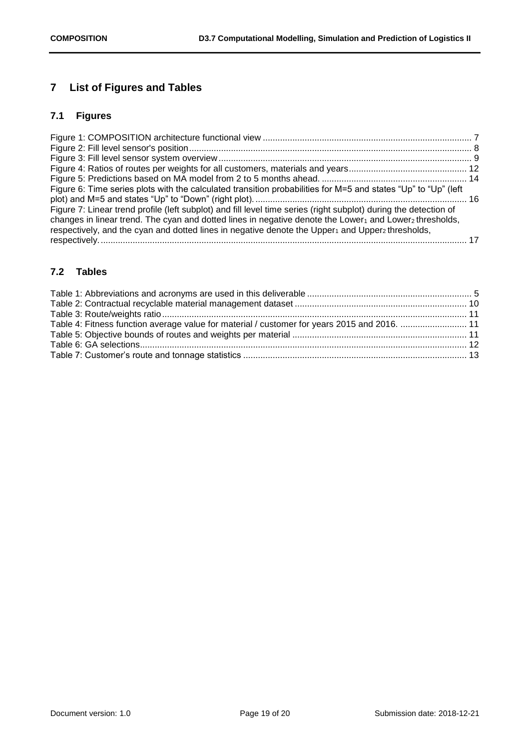# 7 List of Figures and Tables

## 7.1 Figures

Figure 1: COMPOSITION architecture functional view ..................................................................................... 7
Figure 2: Fill level sensor's position.................................................................................................................. 8
Figure 3: Fill level sensor system overview ...................................................................................................... 9
Figure 4: Ratios of routes per weights for all customers, materials and years................................................ 12
Figure 5: Predictions based on MA model from 2 to 5 months ahead. ........................................................... 14
Figure 6: Time series plots with the calculated transition probabilities for M=5 and states "Up" to "Up" (left plot) and M=5 and states "Up" to "Down" (right plot). ...................................................................................... 16
Figure 7: Linear trend profile (left subplot) and fill level time series (right subplot) during the detection of changes in linear trend. The cyan and dotted lines in negative denote the $Lower_1$ and $Lower_2$ thresholds, respectively, and the cyan and dotted lines in negative denote the $Upper_1$ and $Upper_2$ thresholds, respectively. ...................................................................................................................................................... 17

## 7.2 Tables

Table 1: Abbreviations and acronyms are used in this deliverable .................................................................... 5
Table 2: Contractual recyclable material management dataset ...................................................................... 10
Table 3: Route/weights ratio............................................................................................................................ 11
Table 4: Fitness function average value for material / customer for years 2015 and 2016. ........................... 11
Table 5: Objective bounds of routes and weights per material ....................................................................... 11
Table 6: GA selections..................................................................................................................................... 12
Table 7: Customer's route and tonnage statistics ........................................................................................... 13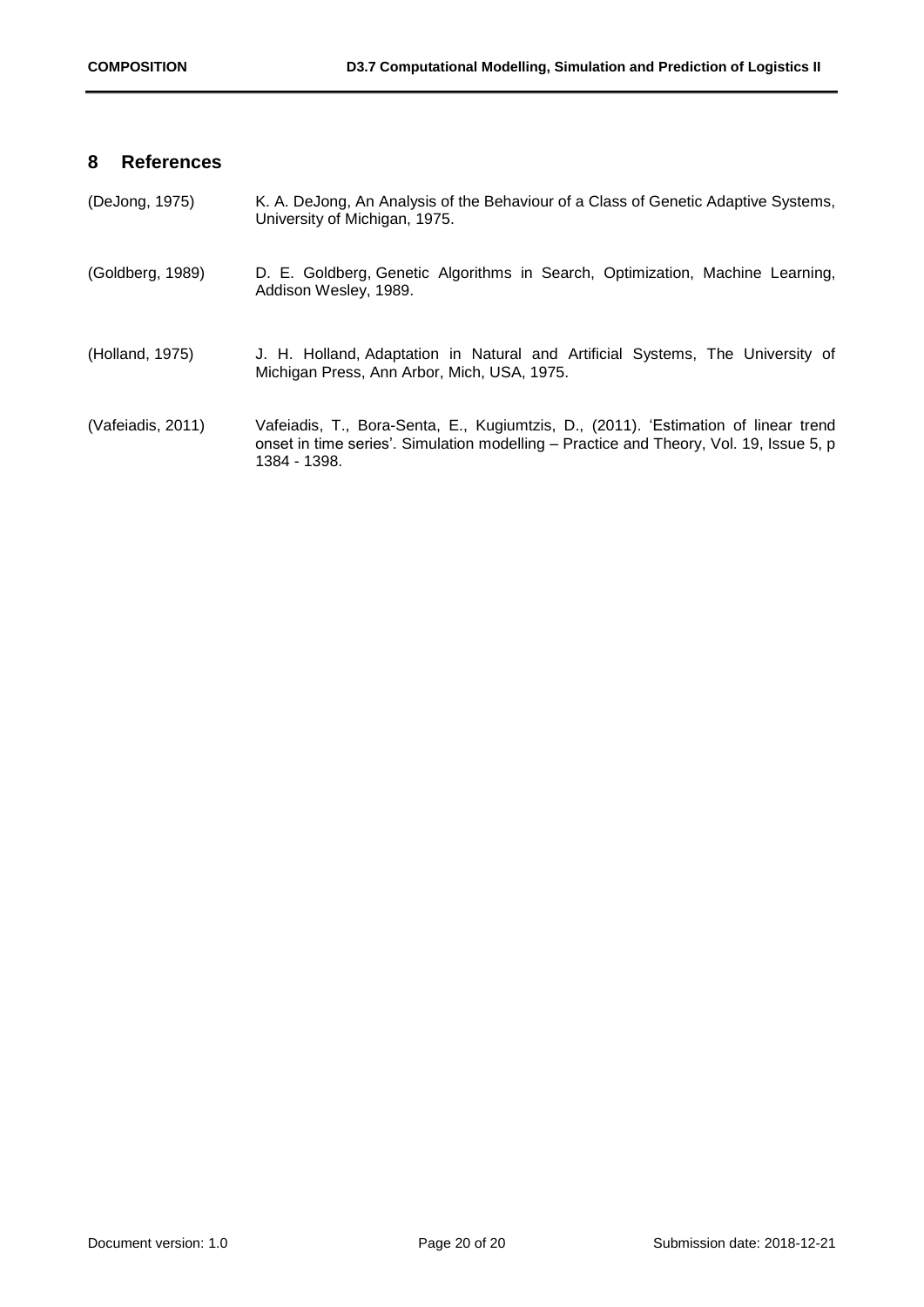## 8 References

| | |
|---|---|
| (DeJong, 1975) | K. A. DeJong, An Analysis of the Behaviour of a Class of Genetic Adaptive Systems, University of Michigan, 1975. |
| (Goldberg, 1989) | D. E. Goldberg, Genetic Algorithms in Search, Optimization, Machine Learning, Addison Wesley, 1989. |
| (Holland, 1975) | J. H. Holland, Adaptation in Natural and Artificial Systems, The University of Michigan Press, Ann Arbor, Mich, USA, 1975. |
| (Vafeiadis, 2011) | Vafeiadis, T., Bora-Senta, E., Kugiumtzis, D., (2011). 'Estimation of linear trend onset in time series'. Simulation modelling – Practice and Theory, Vol. 19, Issue 5, p 1384 - 1398. |